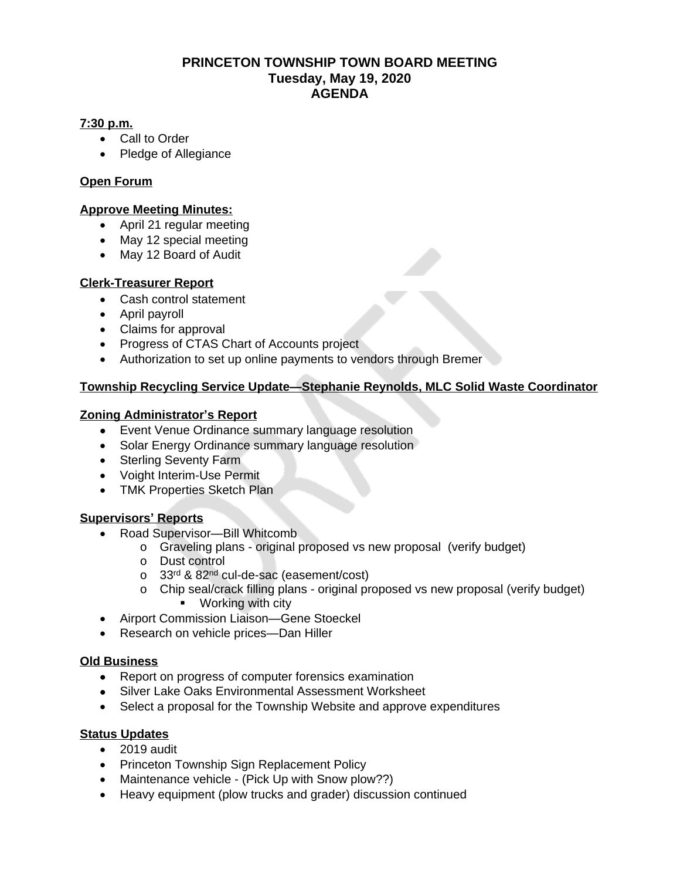# PRINCETON TOWNSHIP TOWN BOARD MEETING
## Tuesday, May 19, 2020
## AGENDA

**7:30 p.m.**

- Call to Order
- Pledge of Allegiance

**Open Forum**

**Approve Meeting Minutes:**

- April 21 regular meeting
- May 12 special meeting
- May 12 Board of Audit

**Clerk-Treasurer Report**

- Cash control statement
- April payroll
- Claims for approval
- Progress of CTAS Chart of Accounts project
- Authorization to set up online payments to vendors through Bremer

**Township Recycling Service Update—Stephanie Reynolds, MLC Solid Waste Coordinator**

**Zoning Administrator's Report**

- Event Venue Ordinance summary language resolution
- Solar Energy Ordinance summary language resolution
- Sterling Seventy Farm
- Voight Interim-Use Permit
- TMK Properties Sketch Plan

**Supervisors' Reports**

- Road Supervisor—Bill Whitcomb
  - Graveling plans - original proposed vs new proposal (verify budget)
  - Dust control
  - 33rd & 82nd cul-de-sac (easement/cost)
  - Chip seal/crack filling plans - original proposed vs new proposal (verify budget)
    - Working with city
- Airport Commission Liaison—Gene Stoeckel
- Research on vehicle prices—Dan Hiller

**Old Business**

- Report on progress of computer forensics examination
- Silver Lake Oaks Environmental Assessment Worksheet
- Select a proposal for the Township Website and approve expenditures

**Status Updates**

- 2019 audit
- Princeton Township Sign Replacement Policy
- Maintenance vehicle - (Pick Up with Snow plow??)
- Heavy equipment (plow trucks and grader) discussion continued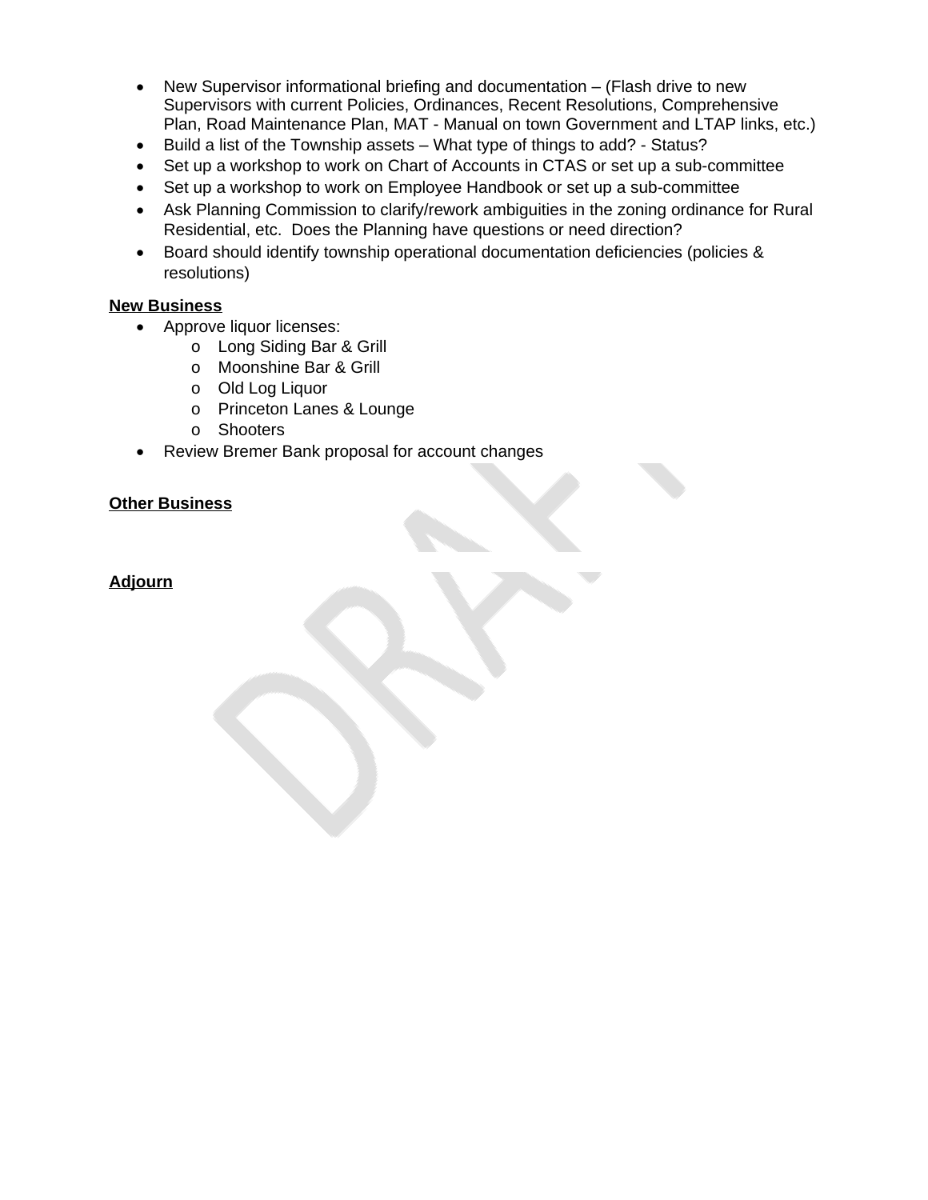- New Supervisor informational briefing and documentation – (Flash drive to new Supervisors with current Policies, Ordinances, Recent Resolutions, Comprehensive Plan, Road Maintenance Plan, MAT - Manual on town Government and LTAP links, etc.)
- Build a list of the Township assets – What type of things to add? - Status?
- Set up a workshop to work on Chart of Accounts in CTAS or set up a sub-committee
- Set up a workshop to work on Employee Handbook or set up a sub-committee
- Ask Planning Commission to clarify/rework ambiguities in the zoning ordinance for Rural Residential, etc. Does the Planning have questions or need direction?
- Board should identify township operational documentation deficiencies (policies & resolutions)

**New Business**

- Approve liquor licenses:
  - Long Siding Bar & Grill
  - Moonshine Bar & Grill
  - Old Log Liquor
  - Princeton Lanes & Lounge
  - Shooters
- Review Bremer Bank proposal for account changes

**Other Business**

**Adjourn**